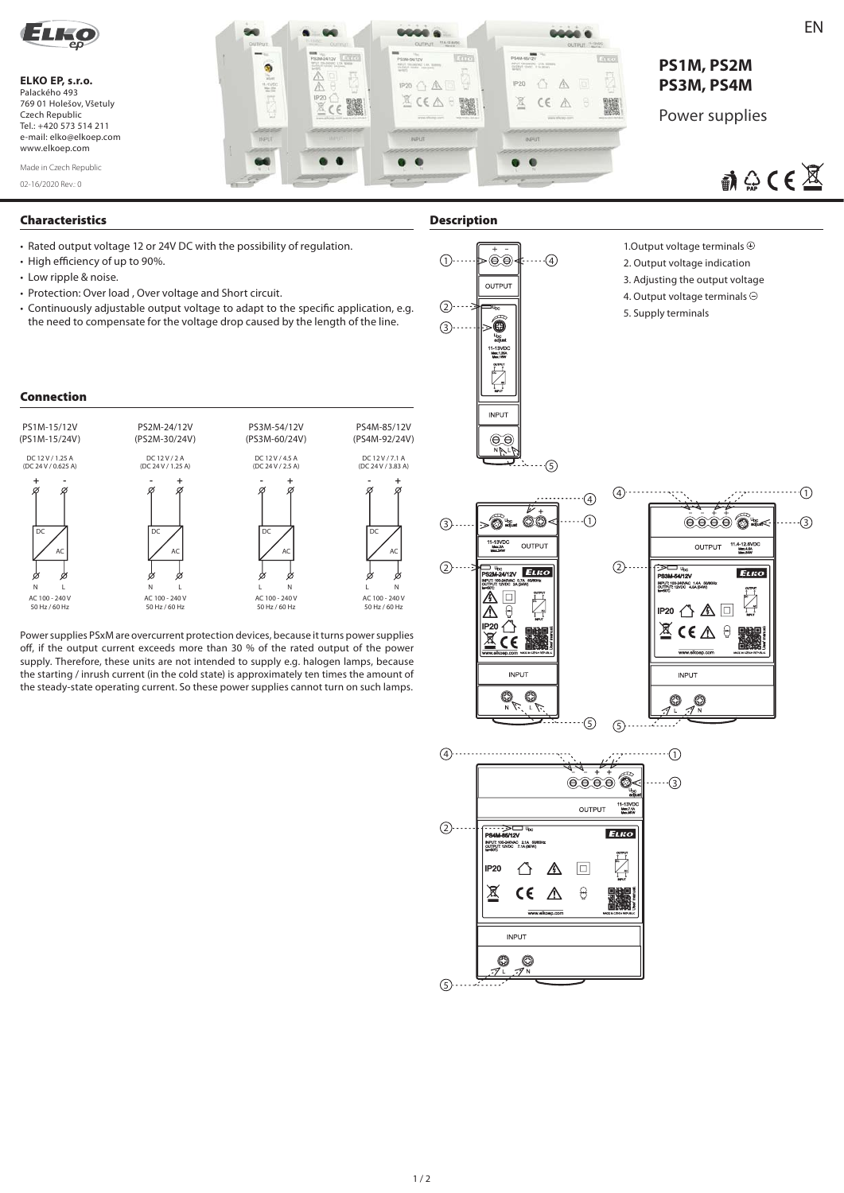ELKO EP, s.r.o.
Palackého 493
769 01 Holešov, Všetuly
Czech Republic
Tel.: +420 573 514 211
e-mail: elko@elkoep.com
www.elkoep.com

Made in Czech Republic

02-16/2020 Rev.: 0

# PS1M, PS2M PS3M, PS4M

Power supplies

## Characteristics

- Rated output voltage 12 or 24V DC with the possibility of regulation.
- High efficiency of up to 90%.
- Low ripple & noise.
- Protection: Over load , Over voltage and Short circuit.
- Continuously adjustable output voltage to adapt to the specific application, e.g. the need to compensate for the voltage drop caused by the length of the line.

## Connection

| PS1M-15/12V (PS1M-15/24V) | PS2M-24/12V (PS2M-30/24V) | PS3M-54/12V (PS3M-60/24V) | PS4M-85/12V (PS4M-92/24V) |
|---|---|---|---|
| DC 12 V / 1.25 A (DC 24 V / 0.625 A) | DC 12 V / 2 A (DC 24 V / 1.25 A) | DC 12 V / 4.5 A (DC 24 V / 2.5 A) | DC 12 V / 7.1 A (DC 24 V / 3.83 A) |
| + - | - + | - + | - + |
| N L | N L | L N | L N |
| AC 100 - 240 V 50 Hz / 60 Hz | AC 100 - 240 V 50 Hz / 60 Hz | AC 100 - 240 V 50 Hz / 60 Hz | AC 100 - 240 V 50 Hz / 60 Hz |

Power supplies PSxM are overcurrent protection devices, because it turns power supplies off, if the output current exceeds more than 30 % of the rated output of the power supply. Therefore, these units are not intended to supply e.g. halogen lamps, because the starting / inrush current (in the cold state) is approximately ten times the amount of the steady-state operating current. So these power supplies cannot turn on such lamps.

## Description

1. Output voltage terminals ⊕
2. Output voltage indication
3. Adjusting the output voltage
4. Output voltage terminals ⊖
5. Supply terminals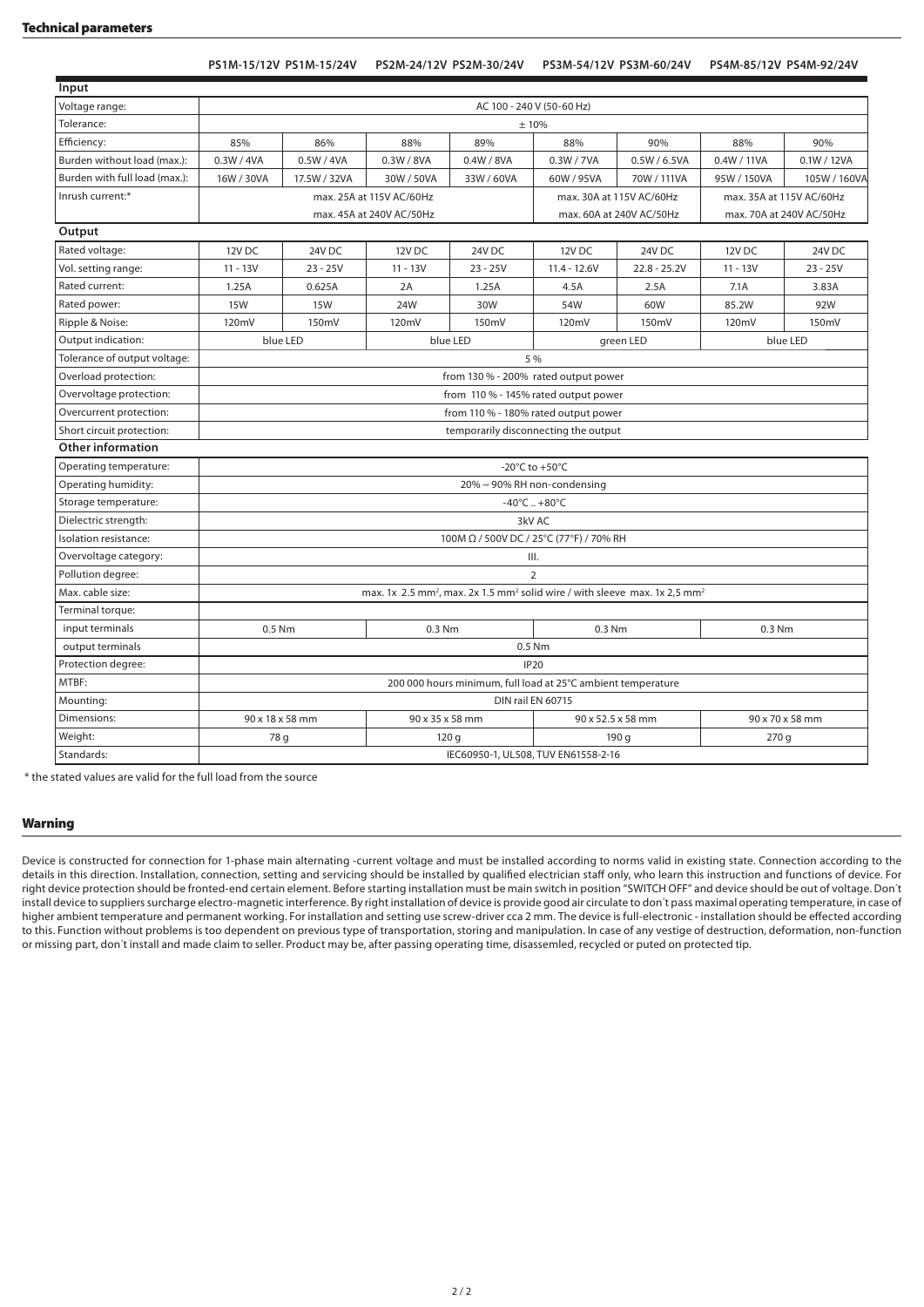## Technical parameters

| | PS1M-15/12V | PS1M-15/24V | PS2M-24/12V | PS2M-30/24V | PS3M-54/12V | PS3M-60/24V | PS4M-85/12V | PS4M-92/24V |
|---|---|---|---|---|---|---|---|---|
| **Input** | | | | | | | | |
| Voltage range: | AC 100 - 240 V (50-60 Hz) | | | | | | | |
| Tolerance: | ± 10% | | | | | | | |
| Efficiency: | 85% | 86% | 88% | 89% | 88% | 90% | 88% | 90% |
| Burden without load (max.): | 0.3W / 4VA | 0.5W / 4VA | 0.3W / 8VA | 0.4W / 8VA | 0.3W / 7VA | 0.5W / 6.5VA | 0.4W / 11VA | 0.1W / 12VA |
| Burden with full load (max.): | 16W / 30VA | 17.5W / 32VA | 30W / 50VA | 33W / 60VA | 60W / 95VA | 70W / 111VA | 95W / 150VA | 105W / 160VA |
| Inrush current:* | max. 25A at 115V AC/60Hz max. 45A at 240V AC/50Hz | | | | max. 30A at 115V AC/60Hz max. 60A at 240V AC/50Hz | | max. 35A at 115V AC/60Hz max. 70A at 240V AC/50Hz | |
| **Output** | | | | | | | | |
| Rated voltage: | 12V DC | 24V DC | 12V DC | 24V DC | 12V DC | 24V DC | 12V DC | 24V DC |
| Vol. setting range: | 11 - 13V | 23 - 25V | 11 - 13V | 23 - 25V | 11.4 - 12.6V | 22.8 - 25.2V | 11 - 13V | 23 - 25V |
| Rated current: | 1.25A | 0.625A | 2A | 1.25A | 4.5A | 2.5A | 7.1A | 3.83A |
| Rated power: | 15W | 15W | 24W | 30W | 54W | 60W | 85.2W | 92W |
| Ripple & Noise: | 120mV | 150mV | 120mV | 150mV | 120mV | 150mV | 120mV | 150mV |
| Output indication: | blue LED | | blue LED | | green LED | | blue LED | |
| Tolerance of output voltage: | 5 % | | | | | | | |
| Overload protection: | from 130 % - 200% rated output power | | | | | | | |
| Overvoltage protection: | from 110 % - 145% rated output power | | | | | | | |
| Overcurrent protection: | from 110 % - 180% rated output power | | | | | | | |
| Short circuit protection: | temporarily disconnecting the output | | | | | | | |
| **Other information** | | | | | | | | |
| Operating temperature: | -20°C to +50°C | | | | | | | |
| Operating humidity: | 20% ~ 90% RH non-condensing | | | | | | | |
| Storage temperature: | -40°C .. +80°C | | | | | | | |
| Dielectric strength: | 3kV AC | | | | | | | |
| Isolation resistance: | 100M Ω / 500V DC / 25°C (77°F) / 70% RH | | | | | | | |
| Overvoltage category: | III. | | | | | | | |
| Pollution degree: | 2 | | | | | | | |
| Max. cable size: | max. 1x 2.5 mm², max. 2x 1.5 mm² solid wire / with sleeve max. 1x 2,5 mm² | | | | | | | |
| Terminal torque: | | | | | | | | |
| input terminals | 0.5 Nm | | 0.3 Nm | | 0.3 Nm | | 0.3 Nm | |
| output terminals | 0.5 Nm | | | | | | | |
| Protection degree: | IP20 | | | | | | | |
| MTBF: | 200 000 hours minimum, full load at 25°C ambient temperature | | | | | | | |
| Mounting: | DIN rail EN 60715 | | | | | | | |
| Dimensions: | 90 x 18 x 58 mm | | 90 x 35 x 58 mm | | 90 x 52.5 x 58 mm | | 90 x 70 x 58 mm | |
| Weight: | 78 g | | 120 g | | 190 g | | 270 g | |
| Standards: | IEC60950-1, UL508, TUV EN61558-2-16 | | | | | | | |

* the stated values are valid for the full load from the source

## Warning

Device is constructed for connection for 1-phase main alternating -current voltage and must be installed according to norms valid in existing state. Connection according to the details in this direction. Installation, connection, setting and servicing should be installed by qualified electrician staff only, who learn this instruction and functions of device. For right device protection should be fronted-end certain element. Before starting installation must be main switch in position "SWITCH OFF" and device should be out of voltage. Don´t install device to suppliers surcharge electro-magnetic interference. By right installation of device is provide good air circulate to don´t pass maximal operating temperature, in case of higher ambient temperature and permanent working. For installation and setting use screw-driver cca 2 mm. The device is full-electronic - installation should be effected according to this. Function without problems is too dependent on previous type of transportation, storing and manipulation. In case of any vestige of destruction, deformation, non-function or missing part, don´t install and made claim to seller. Product may be, after passing operating time, disassemled, recycled or puted on protected tip.